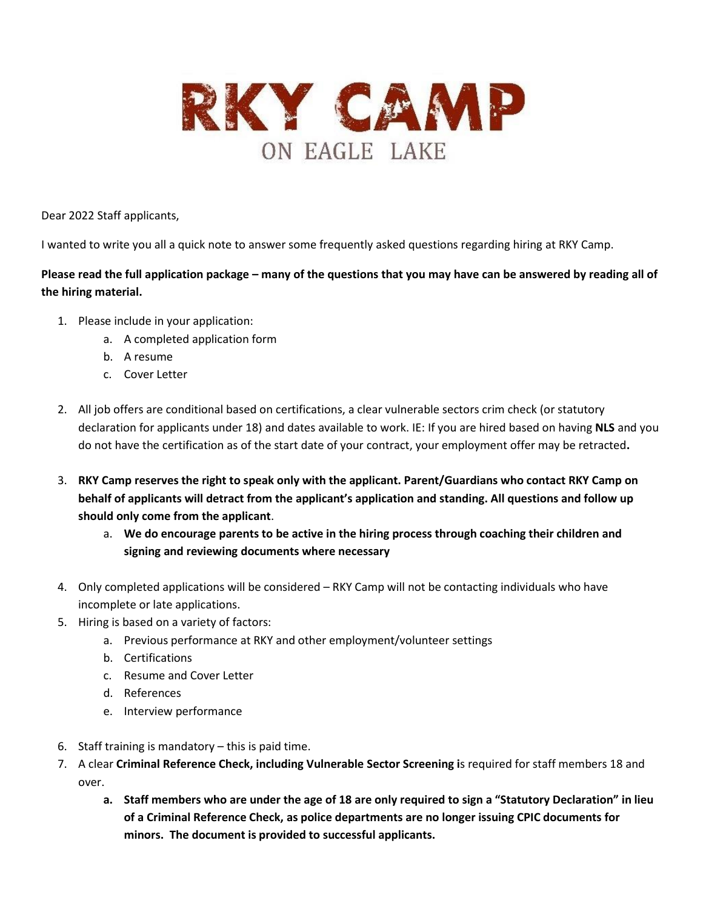# RKY CAMP
## ON EAGLE LAKE

Dear 2022 Staff applicants,

I wanted to write you all a quick note to answer some frequently asked questions regarding hiring at RKY Camp.

**Please read the full application package – many of the questions that you may have can be answered by reading all of the hiring material.**

1. Please include in your application:
    a. A completed application form
    b. A resume
    c. Cover Letter

2. All job offers are conditional based on certifications, a clear vulnerable sectors crim check (or statutory declaration for applicants under 18) and dates available to work. IE: If you are hired based on having **NLS** and you do not have the certification as of the start date of your contract, your employment offer may be retracted**.**

3. **RKY Camp reserves the right to speak only with the applicant. Parent/Guardians who contact RKY Camp on behalf of applicants will detract from the applicant's application and standing. All questions and follow up should only come from the applicant**.
    a. **We do encourage parents to be active in the hiring process through coaching their children and signing and reviewing documents where necessary**

4. Only completed applications will be considered – RKY Camp will not be contacting individuals who have incomplete or late applications.
5. Hiring is based on a variety of factors:
    a. Previous performance at RKY and other employment/volunteer settings
    b. Certifications
    c. Resume and Cover Letter
    d. References
    e. Interview performance

6. Staff training is mandatory – this is paid time.
7. A clear **Criminal Reference Check, including Vulnerable Sector Screening i**s required for staff members 18 and over.
    a. **Staff members who are under the age of 18 are only required to sign a "Statutory Declaration" in lieu of a Criminal Reference Check, as police departments are no longer issuing CPIC documents for minors. The document is provided to successful applicants.**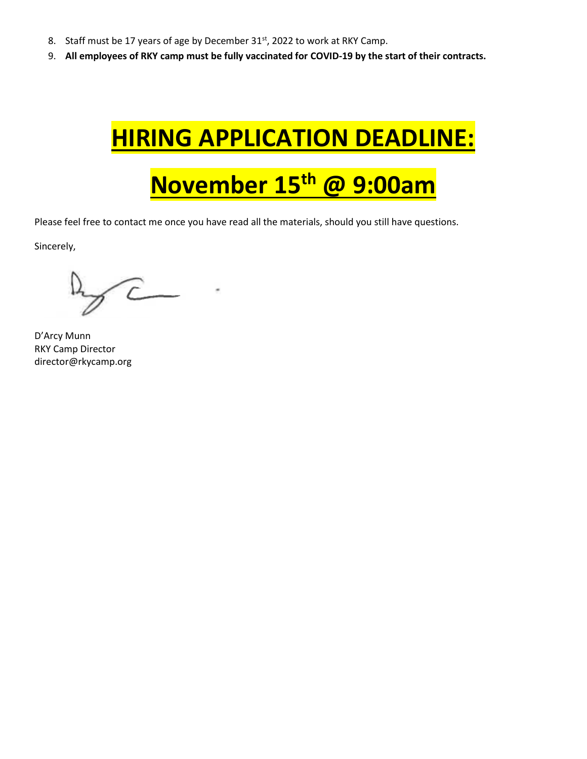8. Staff must be 17 years of age by December 31st, 2022 to work at RKY Camp.
9. **All employees of RKY camp must be fully vaccinated for COVID-19 by the start of their contracts.**

# HIRING APPLICATION DEADLINE:

# November 15th @ 9:00am

Please feel free to contact me once you have read all the materials, should you still have questions.

Sincerely,

D'Arcy Munn
RKY Camp Director
director@rkycamp.org